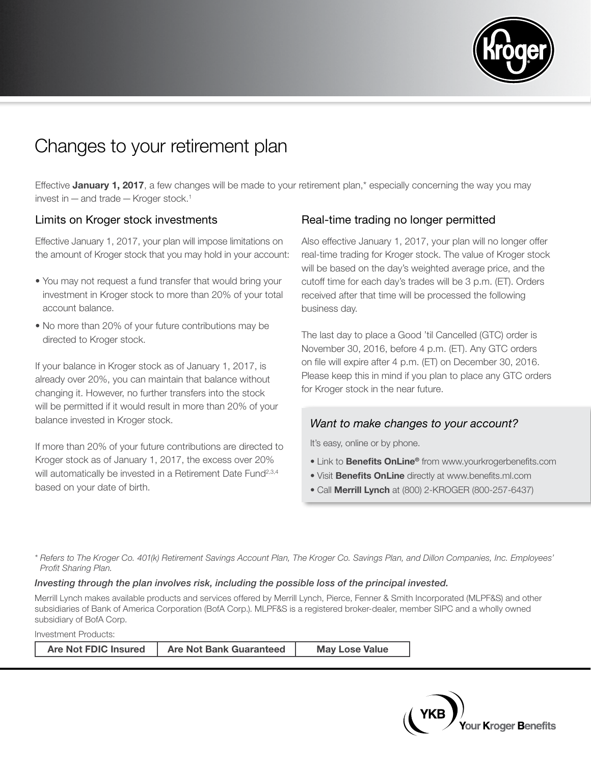# Changes to your retirement plan

Effective **January 1, 2017**, a few changes will be made to your retirement plan,* especially concerning the way you may invest in — and trade — Kroger stock.[1]

## Limits on Kroger stock investments

Effective January 1, 2017, your plan will impose limitations on the amount of Kroger stock that you may hold in your account:

- You may not request a fund transfer that would bring your investment in Kroger stock to more than 20% of your total account balance.
- No more than 20% of your future contributions may be directed to Kroger stock.

If your balance in Kroger stock as of January 1, 2017, is already over 20%, you can maintain that balance without changing it. However, no further transfers into the stock will be permitted if it would result in more than 20% of your balance invested in Kroger stock.

If more than 20% of your future contributions are directed to Kroger stock as of January 1, 2017, the excess over 20% will automatically be invested in a Retirement Date Fund[2,3,4] based on your date of birth.

## Real-time trading no longer permitted

Also effective January 1, 2017, your plan will no longer offer real-time trading for Kroger stock. The value of Kroger stock will be based on the day's weighted average price, and the cutoff time for each day's trades will be 3 p.m. (ET). Orders received after that time will be processed the following business day.

The last day to place a Good 'til Cancelled (GTC) order is November 30, 2016, before 4 p.m. (ET). Any GTC orders on file will expire after 4 p.m. (ET) on December 30, 2016. Please keep this in mind if you plan to place any GTC orders for Kroger stock in the near future.

### *Want to make changes to your account?*

It's easy, online or by phone.

- Link to **Benefits OnLine®** from www.yourkrogerbenefits.com
- Visit **Benefits OnLine** directly at www.benefits.ml.com
- Call **Merrill Lynch** at (800) 2-KROGER (800-257-6437)

*\* Refers to The Kroger Co. 401(k) Retirement Savings Account Plan, The Kroger Co. Savings Plan, and Dillon Companies, Inc. Employees' Profit Sharing Plan.*

***Investing through the plan involves risk, including the possible loss of the principal invested.***

Merrill Lynch makes available products and services offered by Merrill Lynch, Pierce, Fenner & Smith Incorporated (MLPF&S) and other subsidiaries of Bank of America Corporation (BofA Corp.). MLPF&S is a registered broker-dealer, member SIPC and a wholly owned subsidiary of BofA Corp.

Investment Products:

| Are Not FDIC Insured | Are Not Bank Guaranteed | May Lose Value |
|---|---|---|

YKB Your Kroger Benefits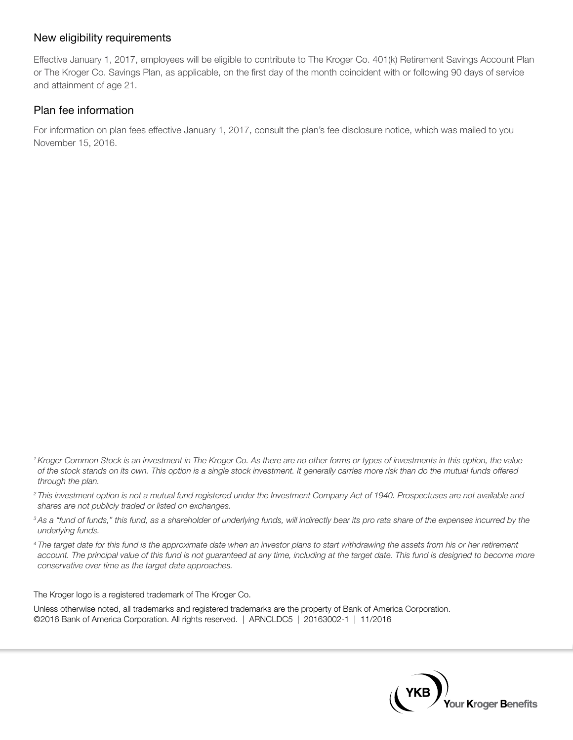## New eligibility requirements

Effective January 1, 2017, employees will be eligible to contribute to The Kroger Co. 401(k) Retirement Savings Account Plan or The Kroger Co. Savings Plan, as applicable, on the first day of the month coincident with or following 90 days of service and attainment of age 21.

## Plan fee information

For information on plan fees effective January 1, 2017, consult the plan's fee disclosure notice, which was mailed to you November 15, 2016.

[1] *Kroger Common Stock is an investment in The Kroger Co. As there are no other forms or types of investments in this option, the value of the stock stands on its own. This option is a single stock investment. It generally carries more risk than do the mutual funds offered through the plan.*

[2] *This investment option is not a mutual fund registered under the Investment Company Act of 1940. Prospectuses are not available and shares are not publicly traded or listed on exchanges.*

[3] *As a "fund of funds," this fund, as a shareholder of underlying funds, will indirectly bear its pro rata share of the expenses incurred by the underlying funds.*

[4] *The target date for this fund is the approximate date when an investor plans to start withdrawing the assets from his or her retirement account. The principal value of this fund is not guaranteed at any time, including at the target date. This fund is designed to become more conservative over time as the target date approaches.*

The Kroger logo is a registered trademark of The Kroger Co.

Unless otherwise noted, all trademarks and registered trademarks are the property of Bank of America Corporation.
©2016 Bank of America Corporation. All rights reserved. | ARNCLDC5 | 20163002-1 | 11/2016

YKB Your Kroger Benefits